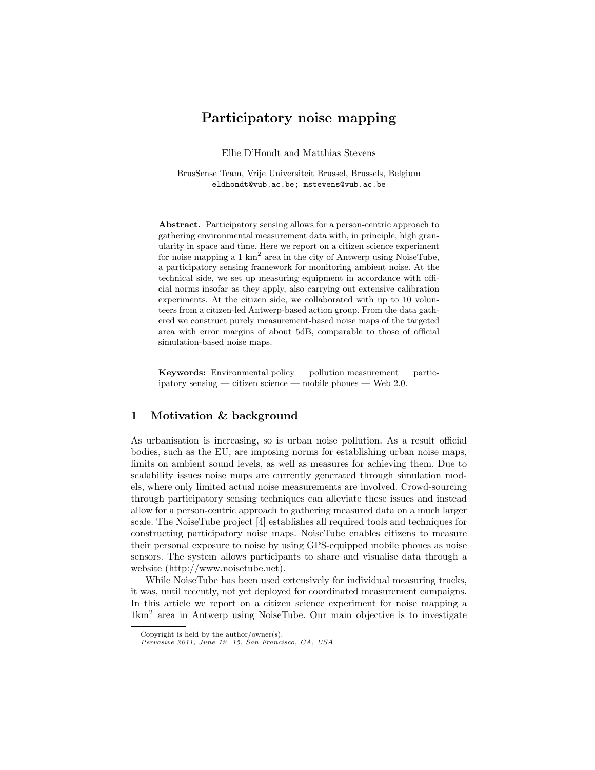#  Participatory noise mapping

Ellie D'Hondt and Matthias Stevens

BrusSense Team, Vrije Universiteit Brussel, Brussels, Belgium
eldhondt@vub.ac.be; mstevens@vub.ac.be

**Abstract.** Participatory sensing allows for a person-centric approach to gathering environmental measurement data with, in principle, high granularity in space and time. Here we report on a citizen science experiment for noise mapping a 1 km$^2$ area in the city of Antwerp using NoiseTube, a participatory sensing framework for monitoring ambient noise. At the technical side, we set up measuring equipment in accordance with official norms insofar as they apply, also carrying out extensive calibration experiments. At the citizen side, we collaborated with up to 10 volunteers from a citizen-led Antwerp-based action group. From the data gathered we construct purely measurement-based noise maps of the targeted area with error margins of about 5dB, comparable to those of official simulation-based noise maps.

**Keywords:** Environmental policy — pollution measurement — participatory sensing — citizen science — mobile phones — Web 2.0.

## 1 Motivation & background

As urbanisation is increasing, so is urban noise pollution. As a result official bodies, such as the EU, are imposing norms for establishing urban noise maps, limits on ambient sound levels, as well as measures for achieving them. Due to scalability issues noise maps are currently generated through simulation models, where only limited actual noise measurements are involved. Crowd-sourcing through participatory sensing techniques can alleviate these issues and instead allow for a person-centric approach to gathering measured data on a much larger scale. The NoiseTube project [4] establishes all required tools and techniques for constructing participatory noise maps. NoiseTube enables citizens to measure their personal exposure to noise by using GPS-equipped mobile phones as noise sensors. The system allows participants to share and visualise data through a website (http://www.noisetube.net).

While NoiseTube has been used extensively for individual measuring tracks, it was, until recently, not yet deployed for coordinated measurement campaigns. In this article we report on a citizen science experiment for noise mapping a 1km$^2$ area in Antwerp using NoiseTube. Our main objective is to investigate

Copyright is held by the author/owner(s).
*Pervasive 2011, June 12 15, San Francisco, CA, USA*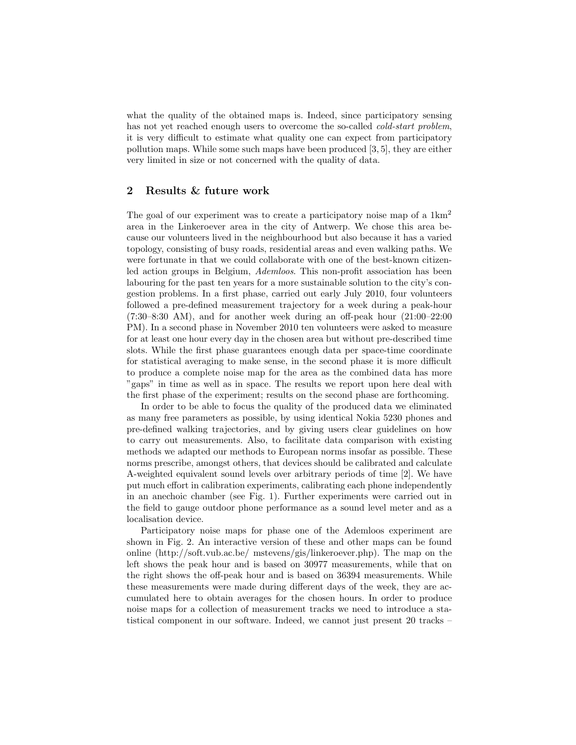what the quality of the obtained maps is. Indeed, since participatory sensing has not yet reached enough users to overcome the so-called *cold-start problem*, it is very difficult to estimate what quality one can expect from participatory pollution maps. While some such maps have been produced [3, 5], they are either very limited in size or not concerned with the quality of data.

## 2 Results & future work

The goal of our experiment was to create a participatory noise map of a 1km$^2$ area in the Linkeroever area in the city of Antwerp. We chose this area because our volunteers lived in the neighbourhood but also because it has a varied topology, consisting of busy roads, residential areas and even walking paths. We were fortunate in that we could collaborate with one of the best-known citizen-led action groups in Belgium, *Ademloos*. This non-profit association has been labouring for the past ten years for a more sustainable solution to the city's congestion problems. In a first phase, carried out early July 2010, four volunteers followed a pre-defined measurement trajectory for a week during a peak-hour (7:30–8:30 AM), and for another week during an off-peak hour (21:00–22:00 PM). In a second phase in November 2010 ten volunteers were asked to measure for at least one hour every day in the chosen area but without pre-described time slots. While the first phase guarantees enough data per space-time coordinate for statistical averaging to make sense, in the second phase it is more difficult to produce a complete noise map for the area as the combined data has more "gaps" in time as well as in space. The results we report upon here deal with the first phase of the experiment; results on the second phase are forthcoming.

In order to be able to focus the quality of the produced data we eliminated as many free parameters as possible, by using identical Nokia 5230 phones and pre-defined walking trajectories, and by giving users clear guidelines on how to carry out measurements. Also, to facilitate data comparison with existing methods we adapted our methods to European norms insofar as possible. These norms prescribe, amongst others, that devices should be calibrated and calculate A-weighted equivalent sound levels over arbitrary periods of time [2]. We have put much effort in calibration experiments, calibrating each phone independently in an anechoic chamber (see Fig. 1). Further experiments were carried out in the field to gauge outdoor phone performance as a sound level meter and as a localisation device.

Participatory noise maps for phase one of the Ademloos experiment are shown in Fig. 2. An interactive version of these and other maps can be found online (http://soft.vub.ac.be/ mstevens/gis/linkeroever.php). The map on the left shows the peak hour and is based on 30977 measurements, while that on the right shows the off-peak hour and is based on 36394 measurements. While these measurements were made during different days of the week, they are accumulated here to obtain averages for the chosen hours. In order to produce noise maps for a collection of measurement tracks we need to introduce a statistical component in our software. Indeed, we cannot just present 20 tracks –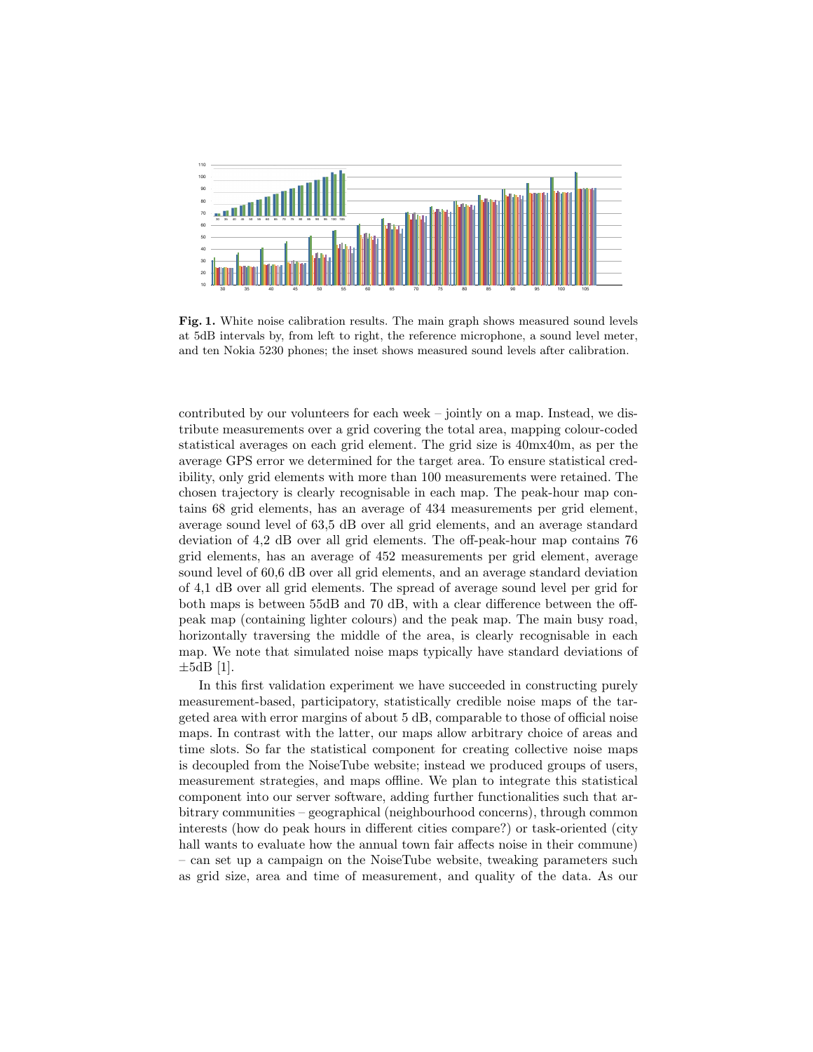**Fig. 1.** White noise calibration results. The main graph shows measured sound levels at 5dB intervals by, from left to right, the reference microphone, a sound level meter, and ten Nokia 5230 phones; the inset shows measured sound levels after calibration.

contributed by our volunteers for each week – jointly on a map. Instead, we distribute measurements over a grid covering the total area, mapping colour-coded statistical averages on each grid element. The grid size is 40mx40m, as per the average GPS error we determined for the target area. To ensure statistical credibility, only grid elements with more than 100 measurements were retained. The chosen trajectory is clearly recognisable in each map. The peak-hour map contains 68 grid elements, has an average of 434 measurements per grid element, average sound level of 63,5 dB over all grid elements, and an average standard deviation of 4,2 dB over all grid elements. The off-peak-hour map contains 76 grid elements, has an average of 452 measurements per grid element, average sound level of 60,6 dB over all grid elements, and an average standard deviation of 4,1 dB over all grid elements. The spread of average sound level per grid for both maps is between 55dB and 70 dB, with a clear difference between the off-peak map (containing lighter colours) and the peak map. The main busy road, horizontally traversing the middle of the area, is clearly recognisable in each map. We note that simulated noise maps typically have standard deviations of ±5dB [1].

In this first validation experiment we have succeeded in constructing purely measurement-based, participatory, statistically credible noise maps of the targeted area with error margins of about 5 dB, comparable to those of official noise maps. In contrast with the latter, our maps allow arbitrary choice of areas and time slots. So far the statistical component for creating collective noise maps is decoupled from the NoiseTube website; instead we produced groups of users, measurement strategies, and maps offline. We plan to integrate this statistical component into our server software, adding further functionalities such that arbitrary communities – geographical (neighbourhood concerns), through common interests (how do peak hours in different cities compare?) or task-oriented (city hall wants to evaluate how the annual town fair affects noise in their commune) – can set up a campaign on the NoiseTube website, tweaking parameters such as grid size, area and time of measurement, and quality of the data. As our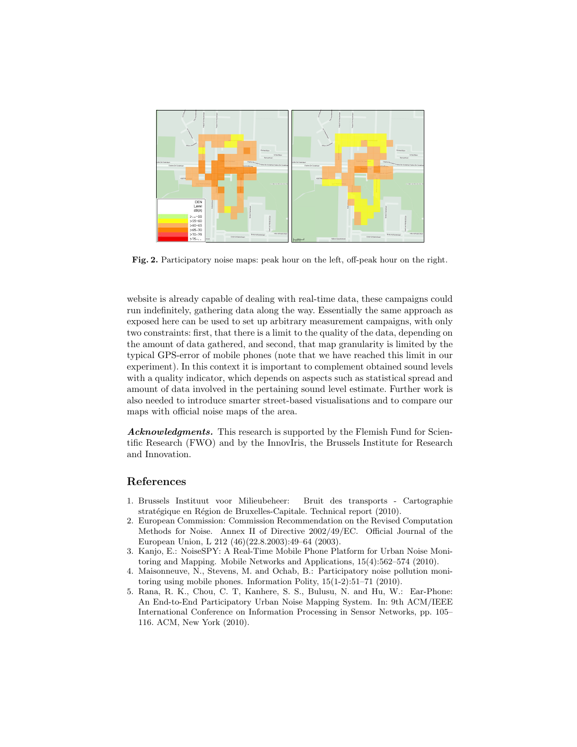DEN
Level
dB(A)
> ... 55
> 55–60
> 60–65
> 65–70
> 70–75
> 75– ...

**Fig. 2.** Participatory noise maps: peak hour on the left, off-peak hour on the right.

website is already capable of dealing with real-time data, these campaigns could run indefinitely, gathering data along the way. Essentially the same approach as exposed here can be used to set up arbitrary measurement campaigns, with only two constraints: first, that there is a limit to the quality of the data, depending on the amount of data gathered, and second, that map granularity is limited by the typical GPS-error of mobile phones (note that we have reached this limit in our experiment). In this context it is important to complement obtained sound levels with a quality indicator, which depends on aspects such as statistical spread and amount of data involved in the pertaining sound level estimate. Further work is also needed to introduce smarter street-based visualisations and to compare our maps with official noise maps of the area.

***Acknowledgments.*** This research is supported by the Flemish Fund for Scientific Research (FWO) and by the InnovIris, the Brussels Institute for Research and Innovation.

## References

1. Brussels Instituut voor Milieubeheer: Bruit des transports - Cartographie stratégique en Région de Bruxelles-Capitale. Technical report (2010).
2. European Commission: Commission Recommendation on the Revised Computation Methods for Noise. Annex II of Directive 2002/49/EC. Official Journal of the European Union, L 212 (46)(22.8.2003):49–64 (2003).
3. Kanjo, E.: NoiseSPY: A Real-Time Mobile Phone Platform for Urban Noise Monitoring and Mapping. Mobile Networks and Applications, 15(4):562–574 (2010).
4. Maisonneuve, N., Stevens, M. and Ochab, B.: Participatory noise pollution monitoring using mobile phones. Information Polity, 15(1-2):51–71 (2010).
5. Rana, R. K., Chou, C. T, Kanhere, S. S., Bulusu, N. and Hu, W.: Ear-Phone: An End-to-End Participatory Urban Noise Mapping System. In: 9th ACM/IEEE International Conference on Information Processing in Sensor Networks, pp. 105–116. ACM, New York (2010).